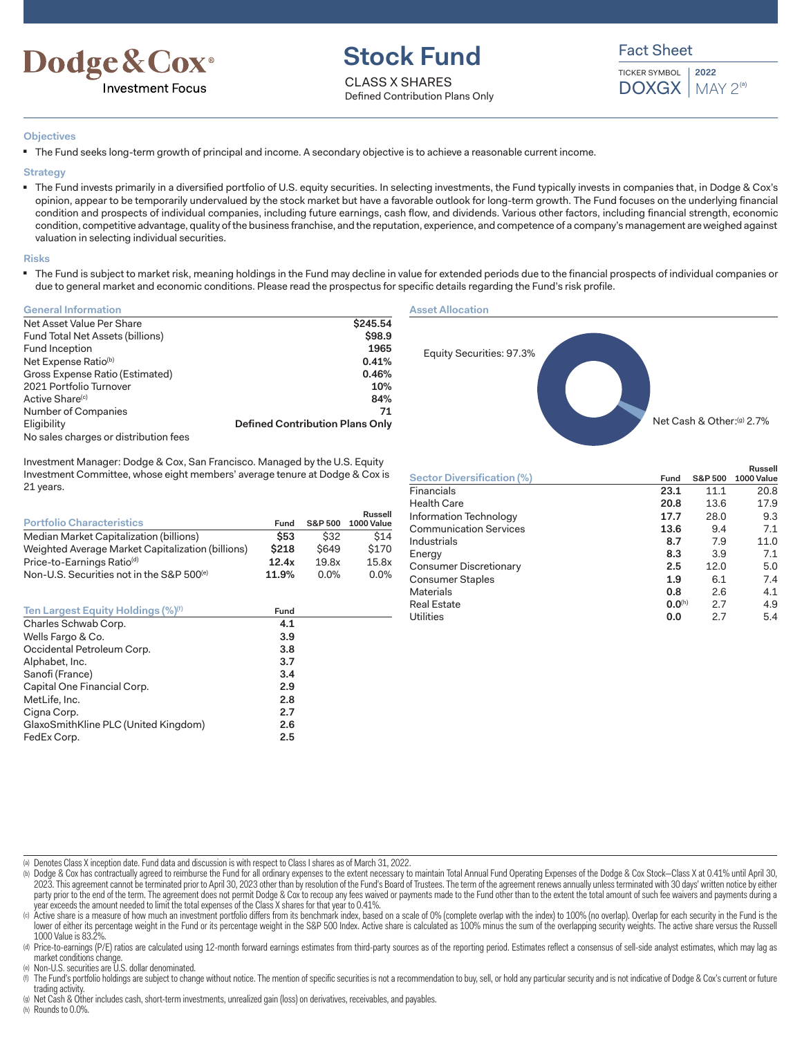# Dodge & Cox®

Investment Focus

# Stock Fund

CLASS X SHARES
Defined Contribution Plans Only

## Fact Sheet

TICKER SYMBOL **DOXGX** | **2022** MAY 2[a]

### Objectives

- The Fund seeks long-term growth of principal and income. A secondary objective is to achieve a reasonable current income.

### Strategy

- The Fund invests primarily in a diversified portfolio of U.S. equity securities. In selecting investments, the Fund typically invests in companies that, in Dodge & Cox's opinion, appear to be temporarily undervalued by the stock market but have a favorable outlook for long-term growth. The Fund focuses on the underlying financial condition and prospects of individual companies, including future earnings, cash flow, and dividends. Various other factors, including financial strength, economic condition, competitive advantage, quality of the business franchise, and the reputation, experience, and competence of a company's management are weighed against valuation in selecting individual securities.

### Risks

- The Fund is subject to market risk, meaning holdings in the Fund may decline in value for extended periods due to the financial prospects of individual companies or due to general market and economic conditions. Please read the prospectus for specific details regarding the Fund's risk profile.

### General Information

| | |
|---|---|
| Net Asset Value Per Share | **$245.54** |
| Fund Total Net Assets (billions) | **$98.9** |
| Fund Inception | **1965** |
| Net Expense Ratio[b] | **0.41%** |
| Gross Expense Ratio (Estimated) | **0.46%** |
| 2021 Portfolio Turnover | **10%** |
| Active Share[c] | **84%** |
| Number of Companies | **71** |
| Eligibility | **Defined Contribution Plans Only** |
| No sales charges or distribution fees | |

Investment Manager: Dodge & Cox, San Francisco. Managed by the U.S. Equity Investment Committee, whose eight members' average tenure at Dodge & Cox is 21 years.

### Asset Allocation

Equity Securities: 97.3%

Net Cash & Other:[g] 2.7%

### Portfolio Characteristics

| Portfolio Characteristics | Fund | S&P 500 | Russell 1000 Value |
|---|---|---|---|
| Median Market Capitalization (billions) | **$53** | $32 | $14 |
| Weighted Average Market Capitalization (billions) | **$218** | $649 | $170 |
| Price-to-Earnings Ratio[d] | **12.4x** | 19.8x | 15.8x |
| Non-U.S. Securities not in the S&P 500[e] | **11.9%** | 0.0% | 0.0% |

### Sector Diversification (%)

| Sector Diversification (%) | Fund | S&P 500 | Russell 1000 Value |
|---|---|---|---|
| Financials | **23.1** | 11.1 | 20.8 |
| Health Care | **20.8** | 13.6 | 17.9 |
| Information Technology | **17.7** | 28.0 | 9.3 |
| Communication Services | **13.6** | 9.4 | 7.1 |
| Industrials | **8.7** | 7.9 | 11.0 |
| Energy | **8.3** | 3.9 | 7.1 |
| Consumer Discretionary | **2.5** | 12.0 | 5.0 |
| Consumer Staples | **1.9** | 6.1 | 7.4 |
| Materials | **0.8** | 2.6 | 4.1 |
| Real Estate | **0.0**[h] | 2.7 | 4.9 |
| Utilities | **0.0** | 2.7 | 5.4 |

### Ten Largest Equity Holdings (%)[f]

| Ten Largest Equity Holdings (%)[f] | Fund |
|---|---|
| Charles Schwab Corp. | **4.1** |
| Wells Fargo & Co. | **3.9** |
| Occidental Petroleum Corp. | **3.8** |
| Alphabet, Inc. | **3.7** |
| Sanofi (France) | **3.4** |
| Capital One Financial Corp. | **2.9** |
| MetLife, Inc. | **2.8** |
| Cigna Corp. | **2.7** |
| GlaxoSmithKline PLC (United Kingdom) | **2.6** |
| FedEx Corp. | **2.5** |

---

(a) Denotes Class X inception date. Fund data and discussion is with respect to Class I shares as of March 31, 2022.

(b) Dodge & Cox has contractually agreed to reimburse the Fund for all ordinary expenses to the extent necessary to maintain Total Annual Fund Operating Expenses of the Dodge & Cox Stock—Class X at 0.41% until April 30, 2023. This agreement cannot be terminated prior to April 30, 2023 other than by resolution of the Fund's Board of Trustees. The term of the agreement renews annually unless terminated with 30 days' written notice by either party prior to the end of the term. The agreement does not permit Dodge & Cox to recoup any fees waived or payments made to the Fund other than to the extent the total amount of such fee waivers and payments during a year exceeds the amount needed to limit the total expenses of the Class X shares for that year to 0.41%.

(c) Active share is a measure of how much an investment portfolio differs from its benchmark index, based on a scale of 0% (complete overlap with the index) to 100% (no overlap). Overlap for each security in the Fund is the lower of either its percentage weight in the Fund or its percentage weight in the S&P 500 Index. Active share is calculated as 100% minus the sum of the overlapping security weights. The active share versus the Russell 1000 Value is 83.2%.

(d) Price-to-earnings (P/E) ratios are calculated using 12-month forward earnings estimates from third-party sources as of the reporting period. Estimates reflect a consensus of sell-side analyst estimates, which may lag as market conditions change.

(e) Non-U.S. securities are U.S. dollar denominated.

(f) The Fund's portfolio holdings are subject to change without notice. The mention of specific securities is not a recommendation to buy, sell, or hold any particular security and is not indicative of Dodge & Cox's current or future trading activity.

(g) Net Cash & Other includes cash, short-term investments, unrealized gain (loss) on derivatives, receivables, and payables.

(h) Rounds to 0.0%.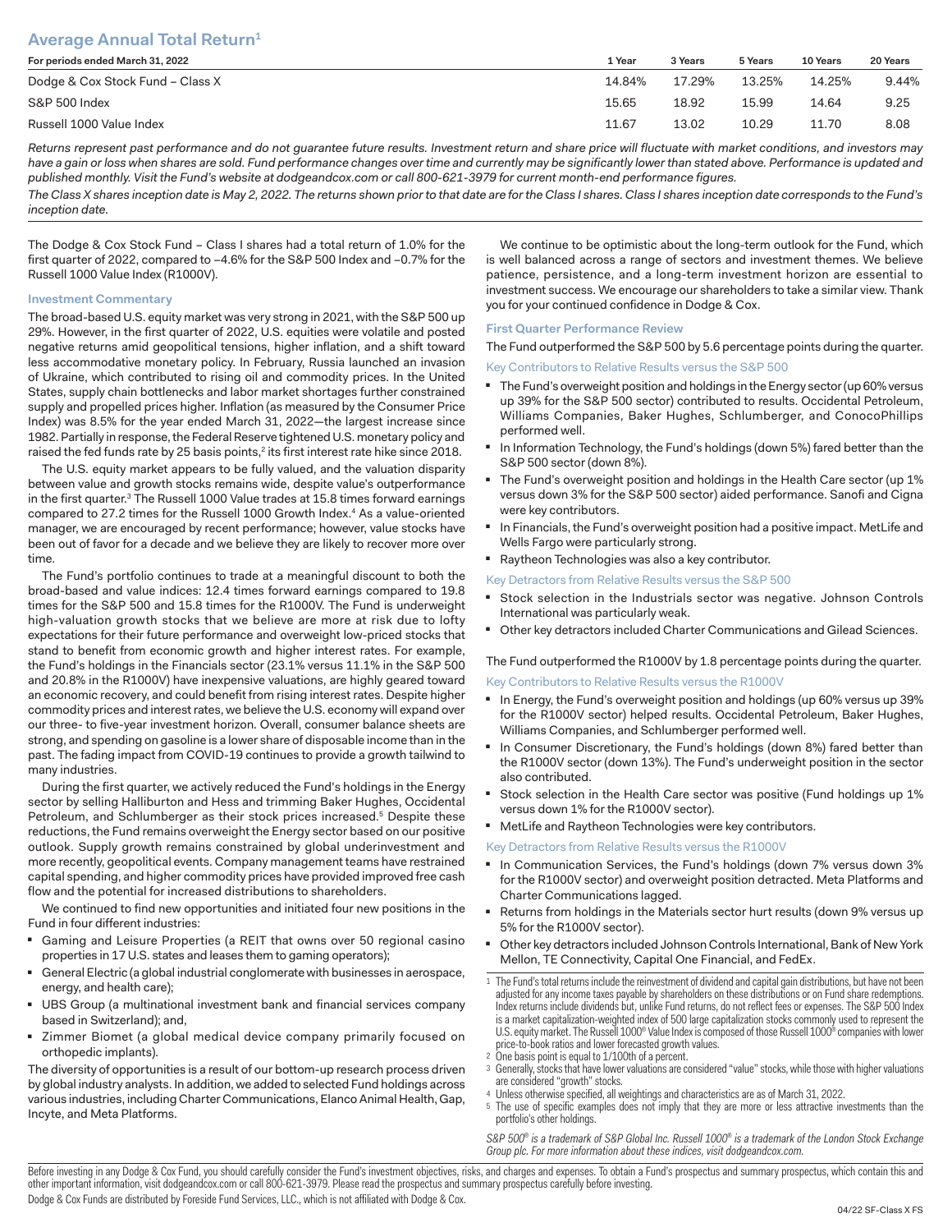## Average Annual Total Return[1]

| For periods ended March 31, 2022 | 1 Year | 3 Years | 5 Years | 10 Years | 20 Years |
|---|---|---|---|---|---|
| Dodge & Cox Stock Fund – Class X | 14.84% | 17.29% | 13.25% | 14.25% | 9.44% |
| S&P 500 Index | 15.65 | 18.92 | 15.99 | 14.64 | 9.25 |
| Russell 1000 Value Index | 11.67 | 13.02 | 10.29 | 11.70 | 8.08 |

*Returns represent past performance and do not guarantee future results. Investment return and share price will fluctuate with market conditions, and investors may have a gain or loss when shares are sold. Fund performance changes over time and currently may be significantly lower than stated above. Performance is updated and published monthly. Visit the Fund's website at dodgeandcox.com or call 800-621-3979 for current month-end performance figures.*

*The Class X shares inception date is May 2, 2022. The returns shown prior to that date are for the Class I shares. Class I shares inception date corresponds to the Fund's inception date.*

The Dodge & Cox Stock Fund – Class I shares had a total return of 1.0% for the first quarter of 2022, compared to –4.6% for the S&P 500 Index and –0.7% for the Russell 1000 Value Index (R1000V).

### Investment Commentary

The broad-based U.S. equity market was very strong in 2021, with the S&P 500 up 29%. However, in the first quarter of 2022, U.S. equities were volatile and posted negative returns amid geopolitical tensions, higher inflation, and a shift toward less accommodative monetary policy. In February, Russia launched an invasion of Ukraine, which contributed to rising oil and commodity prices. In the United States, supply chain bottlenecks and labor market shortages further constrained supply and propelled prices higher. Inflation (as measured by the Consumer Price Index) was 8.5% for the year ended March 31, 2022—the largest increase since 1982. Partially in response, the Federal Reserve tightened U.S. monetary policy and raised the fed funds rate by 25 basis points,[2] its first interest rate hike since 2018.

The U.S. equity market appears to be fully valued, and the valuation disparity between value and growth stocks remains wide, despite value's outperformance in the first quarter.[3] The Russell 1000 Value trades at 15.8 times forward earnings compared to 27.2 times for the Russell 1000 Growth Index.[4] As a value-oriented manager, we are encouraged by recent performance; however, value stocks have been out of favor for a decade and we believe they are likely to recover more over time.

The Fund's portfolio continues to trade at a meaningful discount to both the broad-based and value indices: 12.4 times forward earnings compared to 19.8 times for the S&P 500 and 15.8 times for the R1000V. The Fund is underweight high-valuation growth stocks that we believe are more at risk due to lofty expectations for their future performance and overweight low-priced stocks that stand to benefit from economic growth and higher interest rates. For example, the Fund's holdings in the Financials sector (23.1% versus 11.1% in the S&P 500 and 20.8% in the R1000V) have inexpensive valuations, are highly geared toward an economic recovery, and could benefit from rising interest rates. Despite higher commodity prices and interest rates, we believe the U.S. economy will expand over our three- to five-year investment horizon. Overall, consumer balance sheets are strong, and spending on gasoline is a lower share of disposable income than in the past. The fading impact from COVID-19 continues to provide a growth tailwind to many industries.

During the first quarter, we actively reduced the Fund's holdings in the Energy sector by selling Halliburton and Hess and trimming Baker Hughes, Occidental Petroleum, and Schlumberger as their stock prices increased.[5] Despite these reductions, the Fund remains overweight the Energy sector based on our positive outlook. Supply growth remains constrained by global underinvestment and more recently, geopolitical events. Company management teams have restrained capital spending, and higher commodity prices have provided improved free cash flow and the potential for increased distributions to shareholders.

We continued to find new opportunities and initiated four new positions in the Fund in four different industries:

- Gaming and Leisure Properties (a REIT that owns over 50 regional casino properties in 17 U.S. states and leases them to gaming operators);
- General Electric (a global industrial conglomerate with businesses in aerospace, energy, and health care);
- UBS Group (a multinational investment bank and financial services company based in Switzerland); and,
- Zimmer Biomet (a global medical device company primarily focused on orthopedic implants).

The diversity of opportunities is a result of our bottom-up research process driven by global industry analysts. In addition, we added to selected Fund holdings across various industries, including Charter Communications, Elanco Animal Health, Gap, Incyte, and Meta Platforms.

We continue to be optimistic about the long-term outlook for the Fund, which is well balanced across a range of sectors and investment themes. We believe patience, persistence, and a long-term investment horizon are essential to investment success. We encourage our shareholders to take a similar view. Thank you for your continued confidence in Dodge & Cox.

### First Quarter Performance Review

The Fund outperformed the S&P 500 by 5.6 percentage points during the quarter.

#### Key Contributors to Relative Results versus the S&P 500

- The Fund's overweight position and holdings in the Energy sector (up 60% versus up 39% for the S&P 500 sector) contributed to results. Occidental Petroleum, Williams Companies, Baker Hughes, Schlumberger, and ConocoPhillips performed well.
- In Information Technology, the Fund's holdings (down 5%) fared better than the S&P 500 sector (down 8%).
- The Fund's overweight position and holdings in the Health Care sector (up 1% versus down 3% for the S&P 500 sector) aided performance. Sanofi and Cigna were key contributors.
- In Financials, the Fund's overweight position had a positive impact. MetLife and Wells Fargo were particularly strong.
- Raytheon Technologies was also a key contributor.

#### Key Detractors from Relative Results versus the S&P 500

- Stock selection in the Industrials sector was negative. Johnson Controls International was particularly weak.
- Other key detractors included Charter Communications and Gilead Sciences.

The Fund outperformed the R1000V by 1.8 percentage points during the quarter.

#### Key Contributors to Relative Results versus the R1000V

- In Energy, the Fund's overweight position and holdings (up 60% versus up 39% for the R1000V sector) helped results. Occidental Petroleum, Baker Hughes, Williams Companies, and Schlumberger performed well.
- In Consumer Discretionary, the Fund's holdings (down 8%) fared better than the R1000V sector (down 13%). The Fund's underweight position in the sector also contributed.
- Stock selection in the Health Care sector was positive (Fund holdings up 1% versus down 1% for the R1000V sector).
- MetLife and Raytheon Technologies were key contributors.

#### Key Detractors from Relative Results versus the R1000V

- In Communication Services, the Fund's holdings (down 7% versus down 3% for the R1000V sector) and overweight position detracted. Meta Platforms and Charter Communications lagged.
- Returns from holdings in the Materials sector hurt results (down 9% versus up 5% for the R1000V sector).
- Other key detractors included Johnson Controls International, Bank of New York Mellon, TE Connectivity, Capital One Financial, and FedEx.

[1] The Fund's total returns include the reinvestment of dividend and capital gain distributions, but have not been adjusted for any income taxes payable by shareholders on these distributions or on Fund share redemptions. Index returns include dividends but, unlike Fund returns, do not reflect fees or expenses. The S&P 500 Index is a market capitalization-weighted index of 500 large capitalization stocks commonly used to represent the U.S. equity market. The Russell 1000® Value Index is composed of those Russell 1000® companies with lower price-to-book ratios and lower forecasted growth values.

[2] One basis point is equal to 1/100th of a percent.

[3] Generally, stocks that have lower valuations are considered "value" stocks, while those with higher valuations are considered "growth" stocks.

[4] Unless otherwise specified, all weightings and characteristics are as of March 31, 2022.

[5] The use of specific examples does not imply that they are more or less attractive investments than the portfolio's other holdings.

*S&P 500® is a trademark of S&P Global Inc. Russell 1000® is a trademark of the London Stock Exchange Group plc. For more information about these indices, visit dodgeandcox.com.*

Before investing in any Dodge & Cox Fund, you should carefully consider the Fund's investment objectives, risks, and charges and expenses. To obtain a Fund's prospectus and summary prospectus, which contain this and other important information, visit dodgeandcox.com or call 800-621-3979. Please read the prospectus and summary prospectus carefully before investing.

Dodge & Cox Funds are distributed by Foreside Fund Services, LLC., which is not affiliated with Dodge & Cox.

04/22 SF-Class X FS